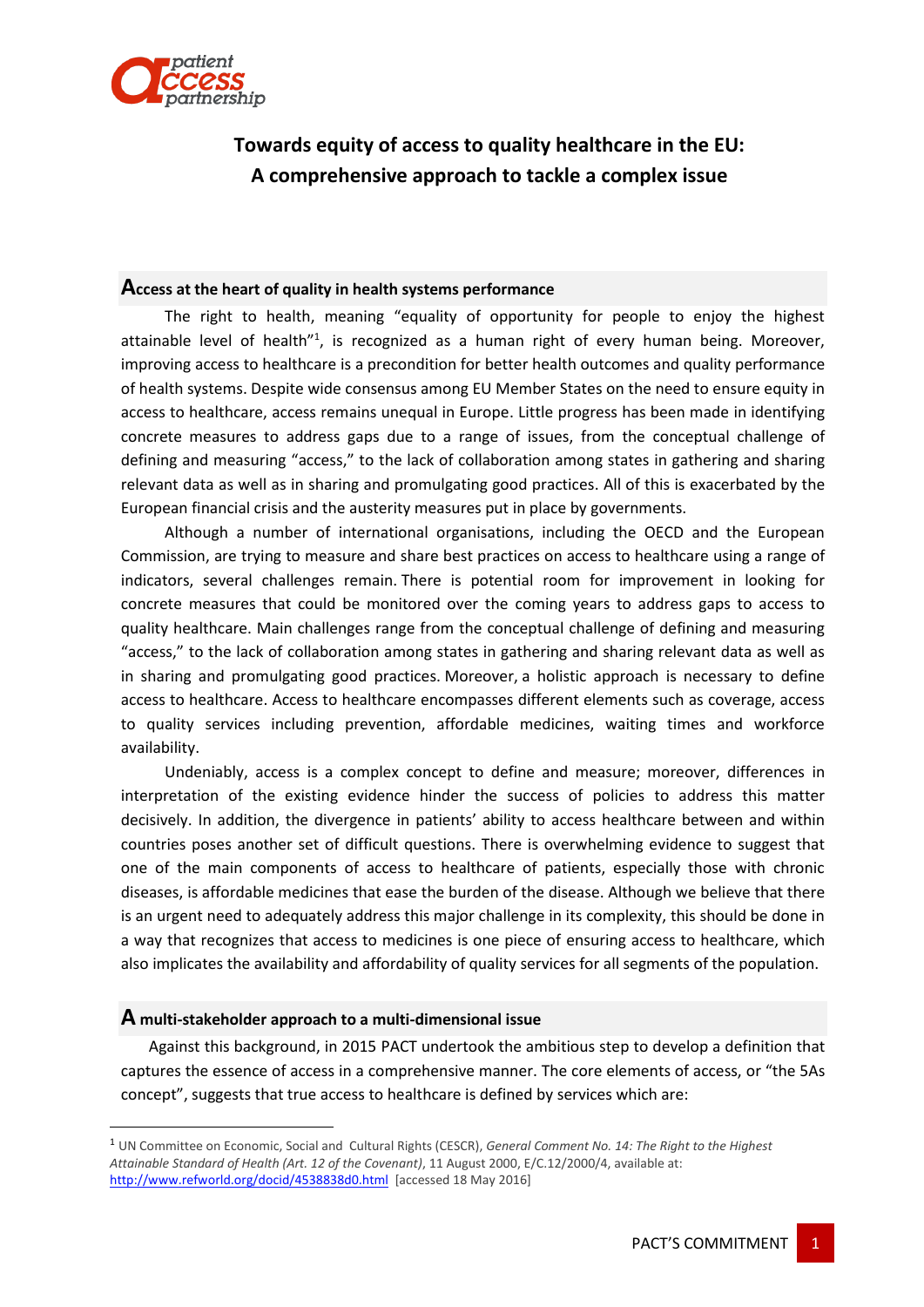# Towards equity of access to quality healthcare in the EU: A comprehensive approach to tackle a complex issue

## Access at the heart of quality in health systems performance

The right to health, meaning "equality of opportunity for people to enjoy the highest attainable level of health"[1], is recognized as a human right of every human being. Moreover, improving access to healthcare is a precondition for better health outcomes and quality performance of health systems. Despite wide consensus among EU Member States on the need to ensure equity in access to healthcare, access remains unequal in Europe. Little progress has been made in identifying concrete measures to address gaps due to a range of issues, from the conceptual challenge of defining and measuring "access," to the lack of collaboration among states in gathering and sharing relevant data as well as in sharing and promulgating good practices. All of this is exacerbated by the European financial crisis and the austerity measures put in place by governments.

Although a number of international organisations, including the OECD and the European Commission, are trying to measure and share best practices on access to healthcare using a range of indicators, several challenges remain. There is potential room for improvement in looking for concrete measures that could be monitored over the coming years to address gaps to access to quality healthcare. Main challenges range from the conceptual challenge of defining and measuring "access," to the lack of collaboration among states in gathering and sharing relevant data as well as in sharing and promulgating good practices. Moreover, a holistic approach is necessary to define access to healthcare. Access to healthcare encompasses different elements such as coverage, access to quality services including prevention, affordable medicines, waiting times and workforce availability.

Undeniably, access is a complex concept to define and measure; moreover, differences in interpretation of the existing evidence hinder the success of policies to address this matter decisively. In addition, the divergence in patients' ability to access healthcare between and within countries poses another set of difficult questions. There is overwhelming evidence to suggest that one of the main components of access to healthcare of patients, especially those with chronic diseases, is affordable medicines that ease the burden of the disease. Although we believe that there is an urgent need to adequately address this major challenge in its complexity, this should be done in a way that recognizes that access to medicines is one piece of ensuring access to healthcare, which also implicates the availability and affordability of quality services for all segments of the population.

## A multi-stakeholder approach to a multi-dimensional issue

Against this background, in 2015 PACT undertook the ambitious step to develop a definition that captures the essence of access in a comprehensive manner. The core elements of access, or "the 5As concept", suggests that true access to healthcare is defined by services which are:

---

[1] UN Committee on Economic, Social and Cultural Rights (CESCR), *General Comment No. 14: The Right to the Highest Attainable Standard of Health (Art. 12 of the Covenant)*, 11 August 2000, E/C.12/2000/4, available at: http://www.refworld.org/docid/4538838d0.html [accessed 18 May 2016]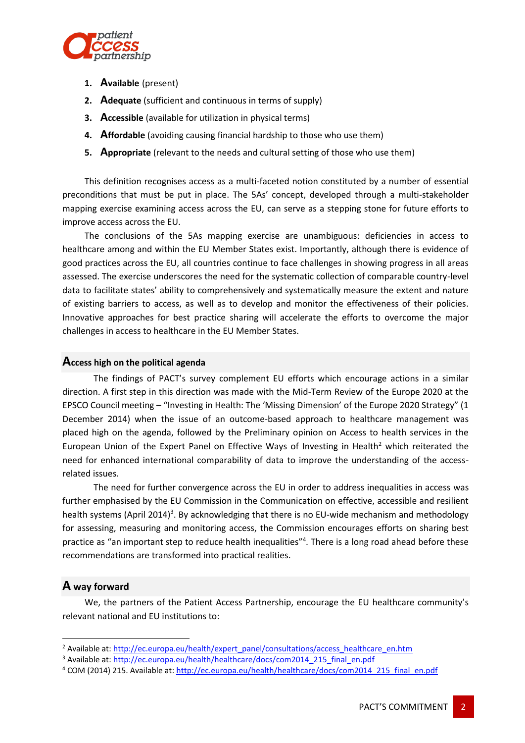1. **Available** (present)
2. **Adequate** (sufficient and continuous in terms of supply)
3. **Accessible** (available for utilization in physical terms)
4. **Affordable** (avoiding causing financial hardship to those who use them)
5. **Appropriate** (relevant to the needs and cultural setting of those who use them)

This definition recognises access as a multi-faceted notion constituted by a number of essential preconditions that must be put in place. The 5As' concept, developed through a multi-stakeholder mapping exercise examining access across the EU, can serve as a stepping stone for future efforts to improve access across the EU.

The conclusions of the 5As mapping exercise are unambiguous: deficiencies in access to healthcare among and within the EU Member States exist. Importantly, although there is evidence of good practices across the EU, all countries continue to face challenges in showing progress in all areas assessed. The exercise underscores the need for the systematic collection of comparable country-level data to facilitate states' ability to comprehensively and systematically measure the extent and nature of existing barriers to access, as well as to develop and monitor the effectiveness of their policies. Innovative approaches for best practice sharing will accelerate the efforts to overcome the major challenges in access to healthcare in the EU Member States.

## Access high on the political agenda

The findings of PACT's survey complement EU efforts which encourage actions in a similar direction. A first step in this direction was made with the Mid-Term Review of the Europe 2020 at the EPSCO Council meeting – "Investing in Health: The 'Missing Dimension' of the Europe 2020 Strategy" (1 December 2014) when the issue of an outcome-based approach to healthcare management was placed high on the agenda, followed by the Preliminary opinion on Access to health services in the European Union of the Expert Panel on Effective Ways of Investing in Health[2] which reiterated the need for enhanced international comparability of data to improve the understanding of the access-related issues.

The need for further convergence across the EU in order to address inequalities in access was further emphasised by the EU Commission in the Communication on effective, accessible and resilient health systems (April 2014)[3]. By acknowledging that there is no EU-wide mechanism and methodology for assessing, measuring and monitoring access, the Commission encourages efforts on sharing best practice as "an important step to reduce health inequalities"[4]. There is a long road ahead before these recommendations are transformed into practical realities.

## A way forward

We, the partners of the Patient Access Partnership, encourage the EU healthcare community's relevant national and EU institutions to:

---

[2] Available at: http://ec.europa.eu/health/expert_panel/consultations/access_healthcare_en.htm

[3] Available at: http://ec.europa.eu/health/healthcare/docs/com2014_215_final_en.pdf

[4] COM (2014) 215. Available at: http://ec.europa.eu/health/healthcare/docs/com2014_215_final_en.pdf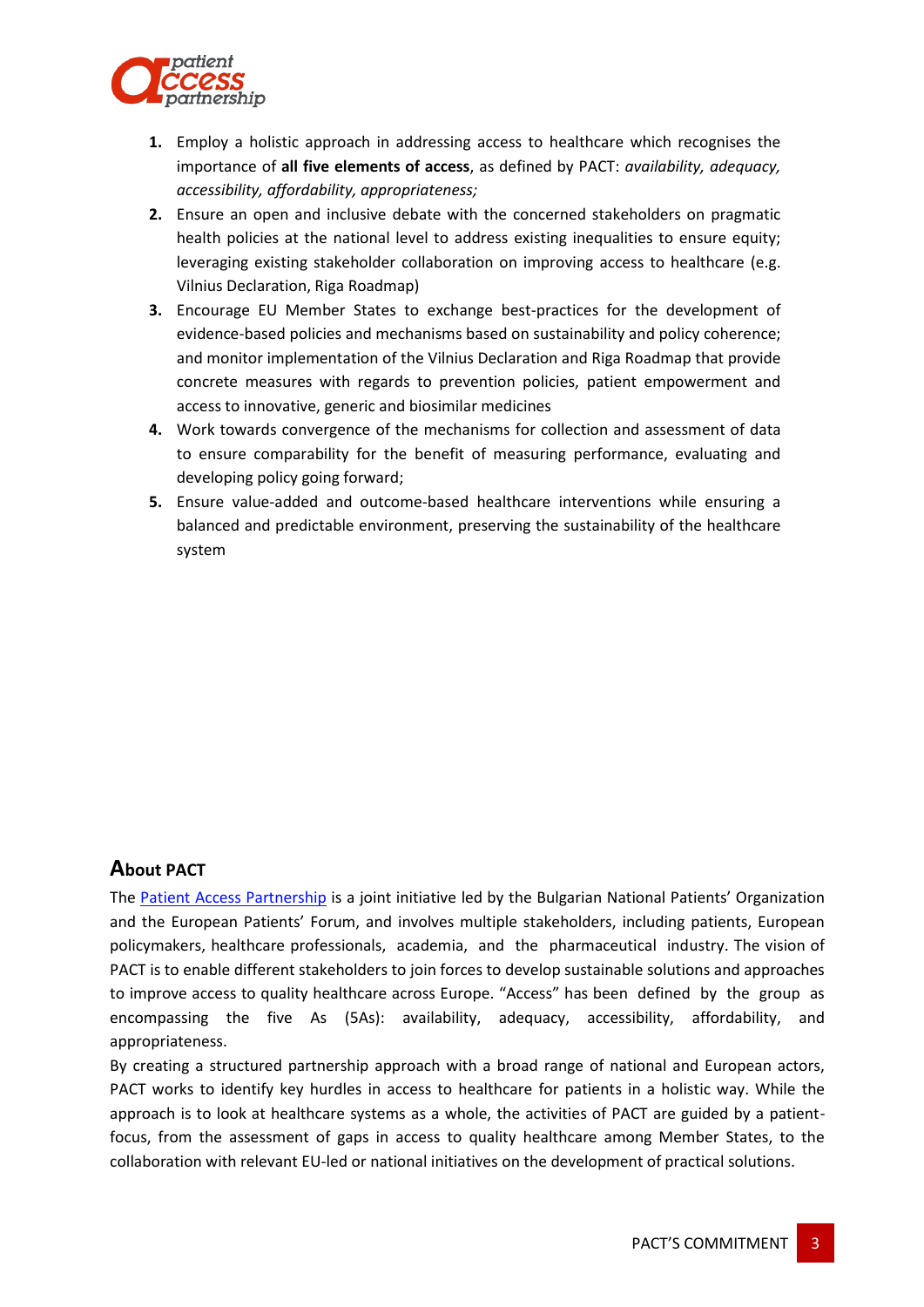1. Employ a holistic approach in addressing access to healthcare which recognises the importance of **all five elements of access**, as defined by PACT: *availability, adequacy, accessibility, affordability, appropriateness;*
2. Ensure an open and inclusive debate with the concerned stakeholders on pragmatic health policies at the national level to address existing inequalities to ensure equity; leveraging existing stakeholder collaboration on improving access to healthcare (e.g. Vilnius Declaration, Riga Roadmap)
3. Encourage EU Member States to exchange best-practices for the development of evidence-based policies and mechanisms based on sustainability and policy coherence; and monitor implementation of the Vilnius Declaration and Riga Roadmap that provide concrete measures with regards to prevention policies, patient empowerment and access to innovative, generic and biosimilar medicines
4. Work towards convergence of the mechanisms for collection and assessment of data to ensure comparability for the benefit of measuring performance, evaluating and developing policy going forward;
5. Ensure value-added and outcome-based healthcare interventions while ensuring a balanced and predictable environment, preserving the sustainability of the healthcare system

## About PACT

The Patient Access Partnership is a joint initiative led by the Bulgarian National Patients' Organization and the European Patients' Forum, and involves multiple stakeholders, including patients, European policymakers, healthcare professionals, academia, and the pharmaceutical industry. The vision of PACT is to enable different stakeholders to join forces to develop sustainable solutions and approaches to improve access to quality healthcare across Europe. "Access" has been defined by the group as encompassing the five As (5As): availability, adequacy, accessibility, affordability, and appropriateness.

By creating a structured partnership approach with a broad range of national and European actors, PACT works to identify key hurdles in access to healthcare for patients in a holistic way. While the approach is to look at healthcare systems as a whole, the activities of PACT are guided by a patient-focus, from the assessment of gaps in access to quality healthcare among Member States, to the collaboration with relevant EU-led or national initiatives on the development of practical solutions.